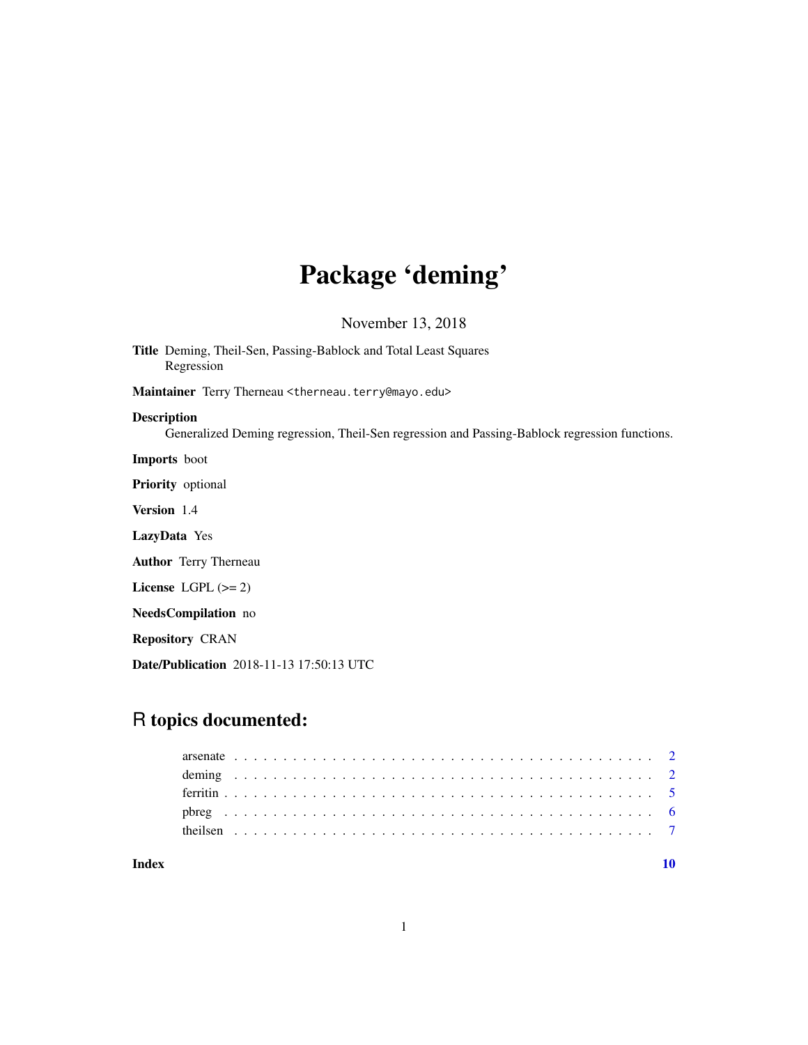# Package 'deming'

November 13, 2018

**Title** Deming, Theil-Sen, Passing-Bablock and Total Least Squares Regression

**Maintainer** Terry Therneau <therneau.terry@mayo.edu>

**Description**
Generalized Deming regression, Theil-Sen regression and Passing-Bablock regression functions.

**Imports** boot

**Priority** optional

**Version** 1.4

**LazyData** Yes

**Author** Terry Therneau

**License** LGPL (>= 2)

**NeedsCompilation** no

**Repository** CRAN

**Date/Publication** 2018-11-13 17:50:13 UTC

## R topics documented:

- arsenate . . . . . . . . . . . . . . . . . . . . . . . . . . . . . . . . . . . . . . . . . 2
- deming . . . . . . . . . . . . . . . . . . . . . . . . . . . . . . . . . . . . . . . . . 2
- ferritin . . . . . . . . . . . . . . . . . . . . . . . . . . . . . . . . . . . . . . . . . 5
- pbreg . . . . . . . . . . . . . . . . . . . . . . . . . . . . . . . . . . . . . . . . . 6
- theilsen . . . . . . . . . . . . . . . . . . . . . . . . . . . . . . . . . . . . . . . . . 7

**Index** **10**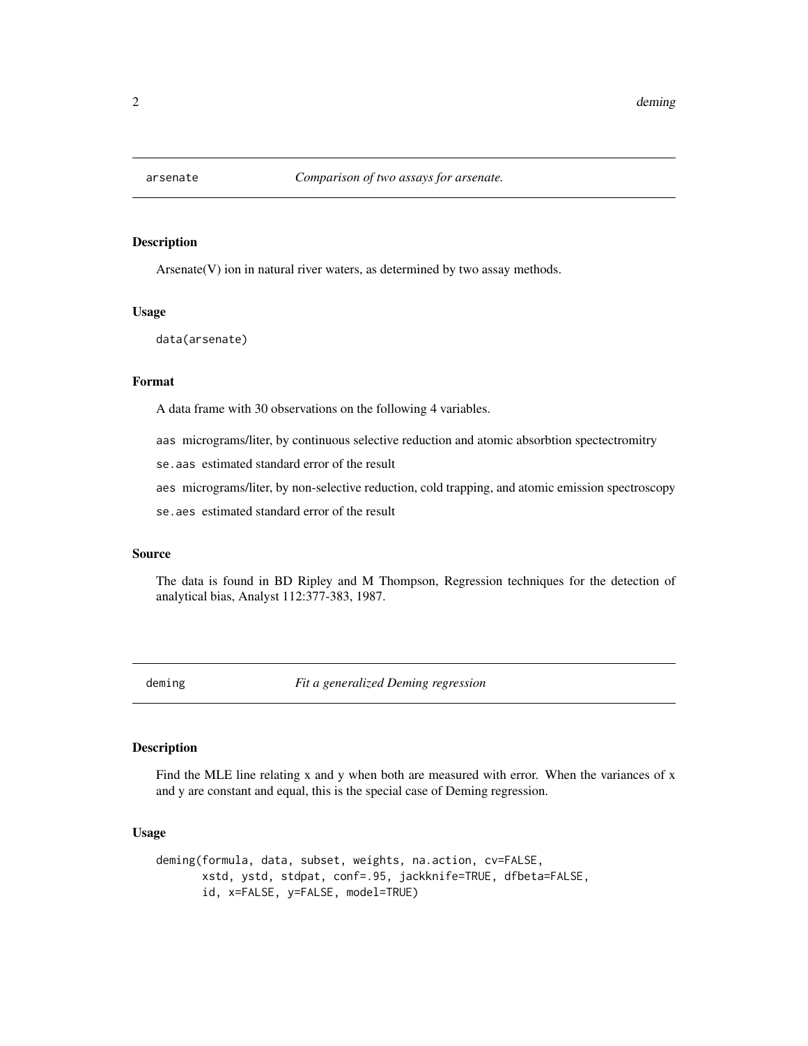arsenate — *Comparison of two assays for arsenate.*

### Description

Arsenate(V) ion in natural river waters, as determined by two assay methods.

### Usage

```
data(arsenate)
```

### Format

A data frame with 30 observations on the following 4 variables.

- `aas` micrograms/liter, by continuous selective reduction and atomic absorbtion spectectromitry
- `se.aas` estimated standard error of the result
- `aes` micrograms/liter, by non-selective reduction, cold trapping, and atomic emission spectroscopy
- `se.aes` estimated standard error of the result

### Source

The data is found in BD Ripley and M Thompson, Regression techniques for the detection of analytical bias, Analyst 112:377-383, 1987.

---

deming — *Fit a generalized Deming regression*

### Description

Find the MLE line relating x and y when both are measured with error. When the variances of x and y are constant and equal, this is the special case of Deming regression.

### Usage

```
deming(formula, data, subset, weights, na.action, cv=FALSE,
       xstd, ystd, stdpat, conf=.95, jackknife=TRUE, dfbeta=FALSE,
       id, x=FALSE, y=FALSE, model=TRUE)
```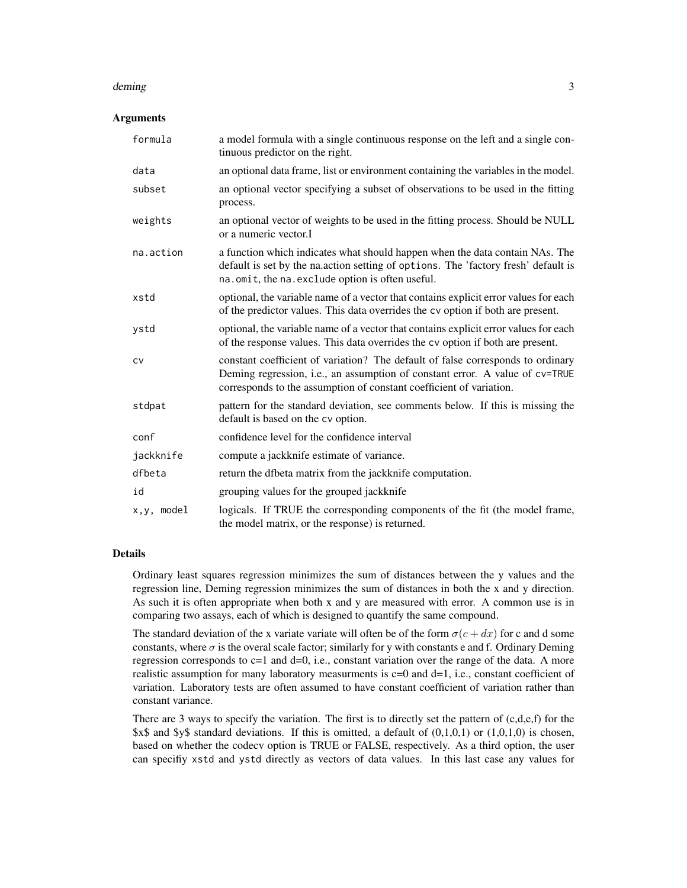## Arguments

| | |
|---|---|
| `formula` | a model formula with a single continuous response on the left and a single continuous predictor on the right. |
| `data` | an optional data frame, list or environment containing the variables in the model. |
| `subset` | an optional vector specifying a subset of observations to be used in the fitting process. |
| `weights` | an optional vector of weights to be used in the fitting process. Should be NULL or a numeric vector.I |
| `na.action` | a function which indicates what should happen when the data contain NAs. The default is set by the na.action setting of `options`. The 'factory fresh' default is `na.omit`, the `na.exclude` option is often useful. |
| `xstd` | optional, the variable name of a vector that contains explicit error values for each of the predictor values. This data overrides the `cv` option if both are present. |
| `ystd` | optional, the variable name of a vector that contains explicit error values for each of the response values. This data overrides the `cv` option if both are present. |
| `cv` | constant coefficient of variation? The default of false corresponds to ordinary Deming regression, i.e., an assumption of constant error. A value of `cv=TRUE` corresponds to the assumption of constant coefficient of variation. |
| `stdpat` | pattern for the standard deviation, see comments below. If this is missing the default is based on the `cv` option. |
| `conf` | confidence level for the confidence interval |
| `jackknife` | compute a jackknife estimate of variance. |
| `dfbeta` | return the dfbeta matrix from the jackknife computation. |
| `id` | grouping values for the grouped jackknife |
| `x,y, model` | logicals. If TRUE the corresponding components of the fit (the model frame, the model matrix, or the response) is returned. |

## Details

Ordinary least squares regression minimizes the sum of distances between the y values and the regression line, Deming regression minimizes the sum of distances in both the x and y direction. As such it is often appropriate when both x and y are measured with error. A common use is in comparing two assays, each of which is designed to quantify the same compound.

The standard deviation of the x variate variate will often be of the form $\sigma(c + dx)$ for c and d some constants, where $\sigma$ is the overal scale factor; similarly for y with constants e and f. Ordinary Deming regression corresponds to c=1 and d=0, i.e., constant variation over the range of the data. A more realistic assumption for many laboratory measurments is c=0 and d=1, i.e., constant coefficient of variation. Laboratory tests are often assumed to have constant coefficient of variation rather than constant variance.

There are 3 ways to specify the variation. The first is to directly set the pattern of (c,d,e,f) for the $x$ and $y$ standard deviations. If this is omitted, a default of (0,1,0,1) or (1,0,1,0) is chosen, based on whether the codecv option is TRUE or FALSE, respectively. As a third option, the user can specifiy `xstd` and `ystd` directly as vectors of data values. In this last case any values for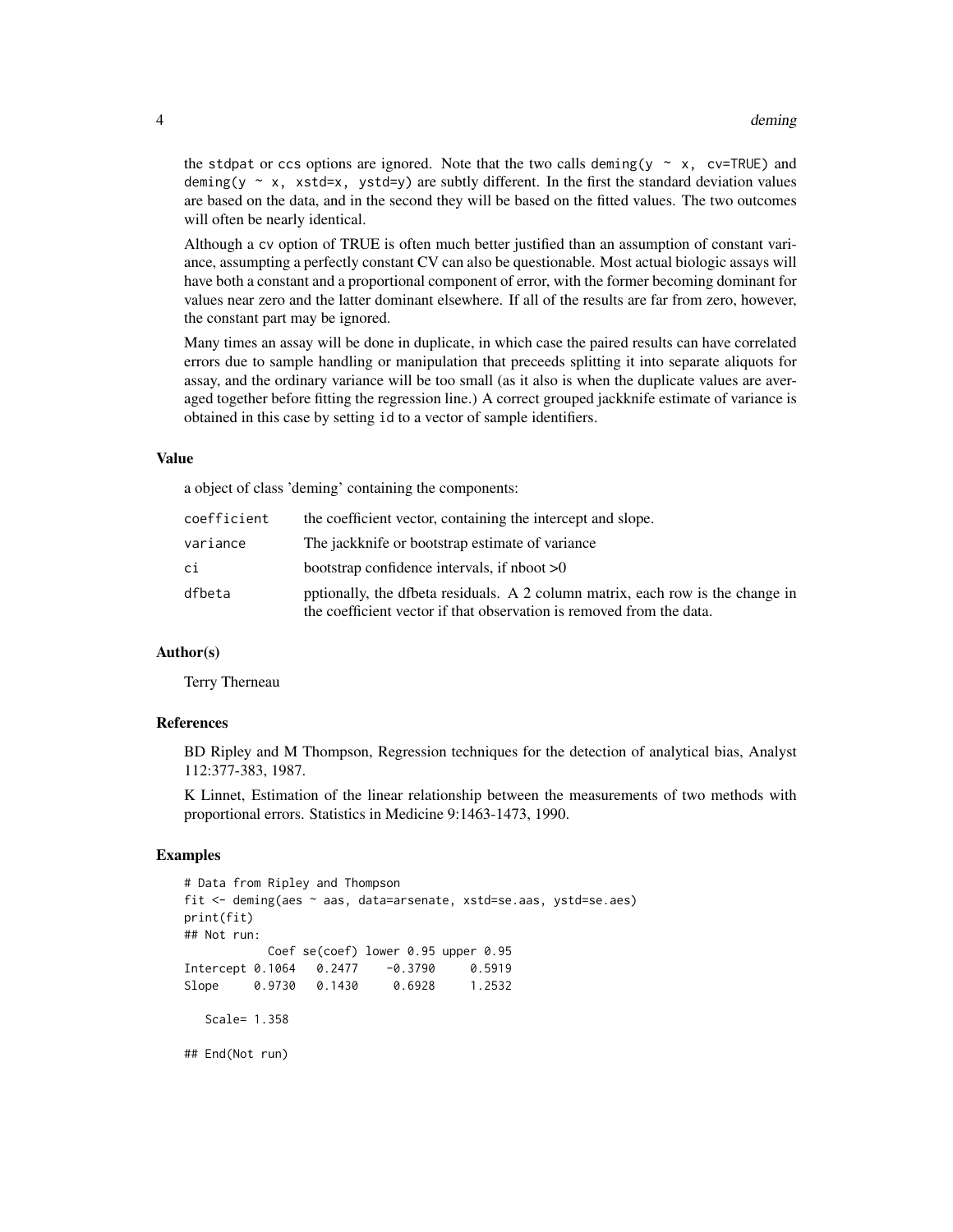the `stdpat` or `ccs` options are ignored. Note that the two calls `deming(y ~ x, cv=TRUE)` and `deming(y ~ x, xstd=x, ystd=y)` are subtly different. In the first the standard deviation values are based on the data, and in the second they will be based on the fitted values. The two outcomes will often be nearly identical.

Although a `cv` option of TRUE is often much better justified than an assumption of constant variance, assumpting a perfectly constant CV can also be questionable. Most actual biologic assays will have both a constant and a proportional component of error, with the former becoming dominant for values near zero and the latter dominant elsewhere. If all of the results are far from zero, however, the constant part may be ignored.

Many times an assay will be done in duplicate, in which case the paired results can have correlated errors due to sample handling or manipulation that preceeds splitting it into separate aliquots for assay, and the ordinary variance will be too small (as it also is when the duplicate values are averaged together before fitting the regression line.) A correct grouped jackknife estimate of variance is obtained in this case by setting `id` to a vector of sample identifiers.

### Value

a object of class 'deming' containing the components:

| | |
|---|---|
| `coefficient` | the coefficient vector, containing the intercept and slope. |
| `variance` | The jackknife or bootstrap estimate of variance |
| `ci` | bootstrap confidence intervals, if nboot >0 |
| `dfbeta` | pptionally, the dfbeta residuals. A 2 column matrix, each row is the change in the coefficient vector if that observation is removed from the data. |

### Author(s)

Terry Therneau

### References

BD Ripley and M Thompson, Regression techniques for the detection of analytical bias, Analyst 112:377-383, 1987.

K Linnet, Estimation of the linear relationship between the measurements of two methods with proportional errors. Statistics in Medicine 9:1463-1473, 1990.

### Examples

```
# Data from Ripley and Thompson
fit <- deming(aes ~ aas, data=arsenate, xstd=se.aas, ystd=se.aes)
print(fit)
## Not run: 
            Coef se(coef) lower 0.95 upper 0.95
Intercept 0.1064   0.2477    -0.3790     0.5919
Slope     0.9730   0.1430     0.6928     1.2532

   Scale= 1.358 

## End(Not run)
```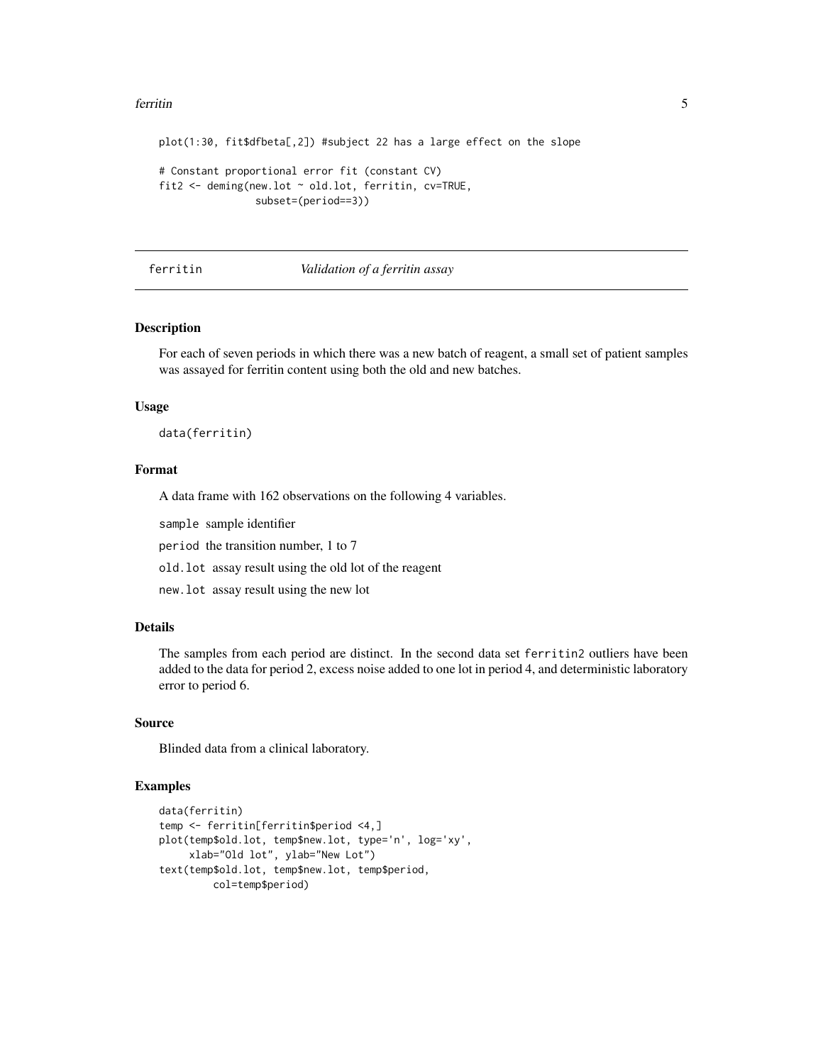```
plot(1:30, fit$dfbeta[,2]) #subject 22 has a large effect on the slope

# Constant proportional error fit (constant CV)
fit2 <- deming(new.lot ~ old.lot, ferritin, cv=TRUE,
               subset=(period==3))
```

---

## ferritin *Validation of a ferritin assay*

---

### Description

For each of seven periods in which there was a new batch of reagent, a small set of patient samples was assayed for ferritin content using both the old and new batches.

### Usage

```
data(ferritin)
```

### Format

A data frame with 162 observations on the following 4 variables.

`sample` sample identifier

`period` the transition number, 1 to 7

`old.lot` assay result using the old lot of the reagent

`new.lot` assay result using the new lot

### Details

The samples from each period are distinct. In the second data set `ferritin2` outliers have been added to the data for period 2, excess noise added to one lot in period 4, and deterministic laboratory error to period 6.

### Source

Blinded data from a clinical laboratory.

### Examples

```
data(ferritin)
temp <- ferritin[ferritin$period <4,]
plot(temp$old.lot, temp$new.lot, type='n', log='xy',
     xlab="Old lot", ylab="New Lot")
text(temp$old.lot, temp$new.lot, temp$period,
        col=temp$period)
```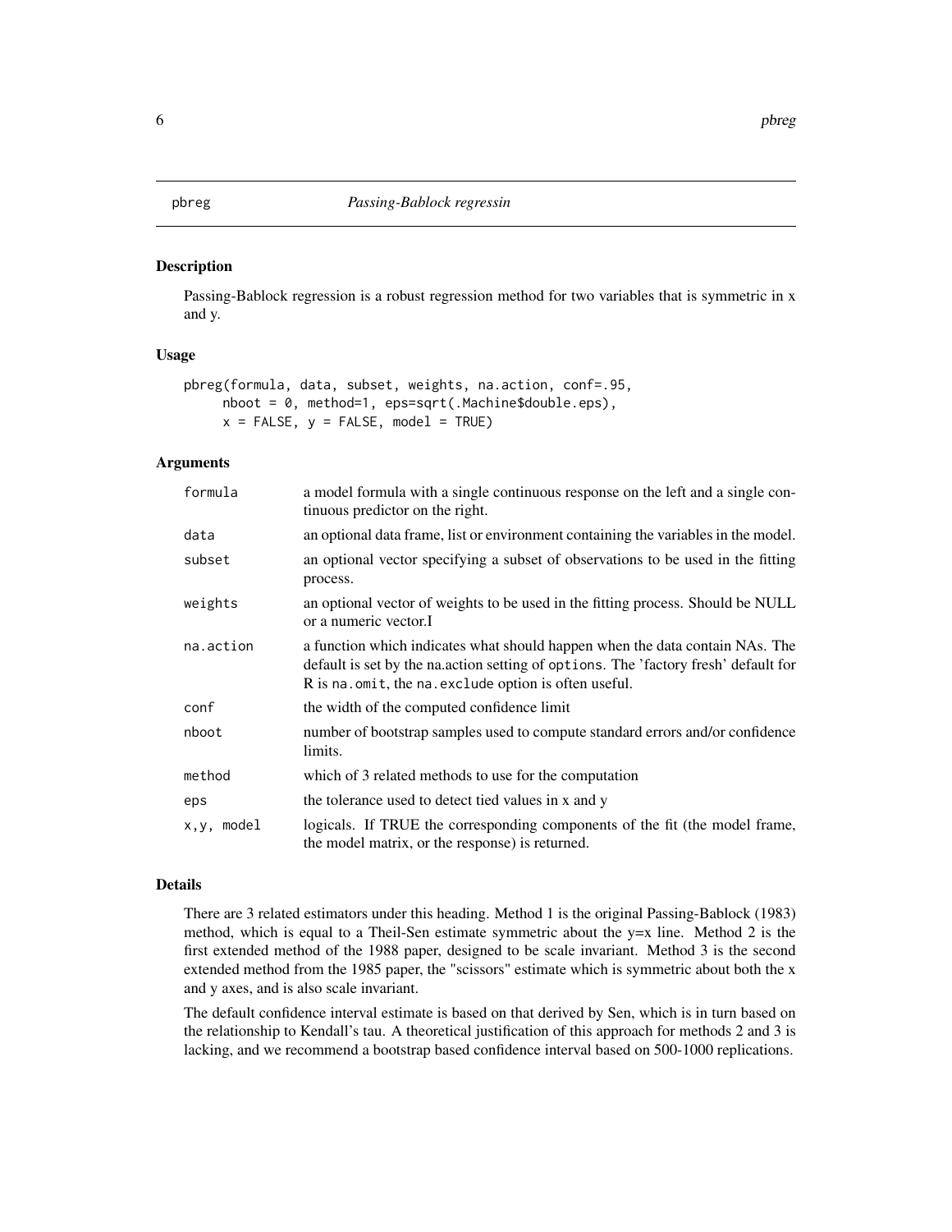## pbreg — *Passing-Bablock regressin*

### Description

Passing-Bablock regression is a robust regression method for two variables that is symmetric in x and y.

### Usage

```
pbreg(formula, data, subset, weights, na.action, conf=.95,
     nboot = 0, method=1, eps=sqrt(.Machine$double.eps),
     x = FALSE, y = FALSE, model = TRUE)
```

### Arguments

| | |
|---|---|
| `formula` | a model formula with a single continuous response on the left and a single continuous predictor on the right. |
| `data` | an optional data frame, list or environment containing the variables in the model. |
| `subset` | an optional vector specifying a subset of observations to be used in the fitting process. |
| `weights` | an optional vector of weights to be used in the fitting process. Should be NULL or a numeric vector.I |
| `na.action` | a function which indicates what should happen when the data contain NAs. The default is set by the na.action setting of `options`. The 'factory fresh' default for R is `na.omit`, the `na.exclude` option is often useful. |
| `conf` | the width of the computed confidence limit |
| `nboot` | number of bootstrap samples used to compute standard errors and/or confidence limits. |
| `method` | which of 3 related methods to use for the computation |
| `eps` | the tolerance used to detect tied values in x and y |
| `x,y, model` | logicals. If TRUE the corresponding components of the fit (the model frame, the model matrix, or the response) is returned. |

### Details

There are 3 related estimators under this heading. Method 1 is the original Passing-Bablock (1983) method, which is equal to a Theil-Sen estimate symmetric about the y=x line. Method 2 is the first extended method of the 1988 paper, designed to be scale invariant. Method 3 is the second extended method from the 1985 paper, the "scissors" estimate which is symmetric about both the x and y axes, and is also scale invariant.

The default confidence interval estimate is based on that derived by Sen, which is in turn based on the relationship to Kendall's tau. A theoretical justification of this approach for methods 2 and 3 is lacking, and we recommend a bootstrap based confidence interval based on 500-1000 replications.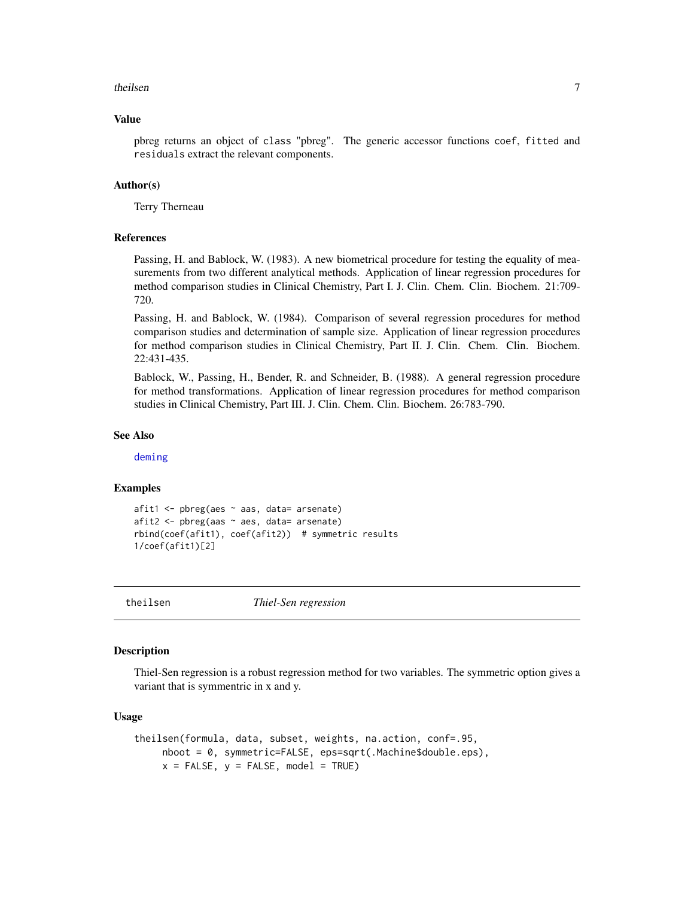### Value

pbreg returns an object of class "pbreg". The generic accessor functions coef, fitted and residuals extract the relevant components.

### Author(s)

Terry Therneau

### References

Passing, H. and Bablock, W. (1983). A new biometrical procedure for testing the equality of measurements from two different analytical methods. Application of linear regression procedures for method comparison studies in Clinical Chemistry, Part I. J. Clin. Chem. Clin. Biochem. 21:709-720.

Passing, H. and Bablock, W. (1984). Comparison of several regression procedures for method comparison studies and determination of sample size. Application of linear regression procedures for method comparison studies in Clinical Chemistry, Part II. J. Clin. Chem. Clin. Biochem. 22:431-435.

Bablock, W., Passing, H., Bender, R. and Schneider, B. (1988). A general regression procedure for method transformations. Application of linear regression procedures for method comparison studies in Clinical Chemistry, Part III. J. Clin. Chem. Clin. Biochem. 26:783-790.

### See Also

deming

### Examples

```
afit1 <- pbreg(aes ~ aas, data= arsenate)
afit2 <- pbreg(aas ~ aes, data= arsenate)
rbind(coef(afit1), coef(afit2))  # symmetric results
1/coef(afit1)[2]
```

---

## theilsen &nbsp;&nbsp;&nbsp; *Thiel-Sen regression*

---

### Description

Thiel-Sen regression is a robust regression method for two variables. The symmetric option gives a variant that is symmentric in x and y.

### Usage

```
theilsen(formula, data, subset, weights, na.action, conf=.95,
     nboot = 0, symmetric=FALSE, eps=sqrt(.Machine$double.eps),
     x = FALSE, y = FALSE, model = TRUE)
```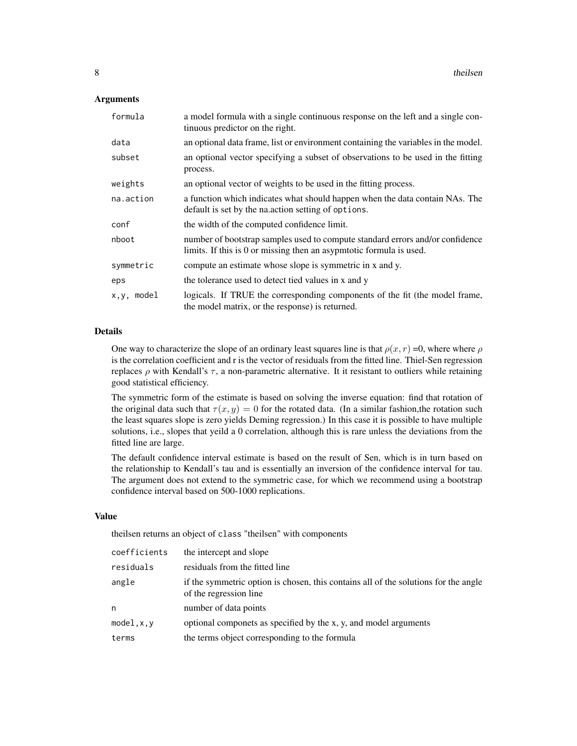### Arguments

| | |
|---|---|
| `formula` | a model formula with a single continuous response on the left and a single continuous predictor on the right. |
| `data` | an optional data frame, list or environment containing the variables in the model. |
| `subset` | an optional vector specifying a subset of observations to be used in the fitting process. |
| `weights` | an optional vector of weights to be used in the fitting process. |
| `na.action` | a function which indicates what should happen when the data contain NAs. The default is set by the na.action setting of `options`. |
| `conf` | the width of the computed confidence limit. |
| `nboot` | number of bootstrap samples used to compute standard errors and/or confidence limits. If this is 0 or missing then an asypmtotic formula is used. |
| `symmetric` | compute an estimate whose slope is symmetric in x and y. |
| `eps` | the tolerance used to detect tied values in x and y |
| `x,y, model` | logicals. If TRUE the corresponding components of the fit (the model frame, the model matrix, or the response) is returned. |

### Details

One way to characterize the slope of an ordinary least squares line is that $\rho(x, r)$ =0, where where $\rho$ is the correlation coefficient and r is the vector of residuals from the fitted line. Thiel-Sen regression replaces $\rho$ with Kendall's $\tau$, a non-parametric alternative. It it resistant to outliers while retaining good statistical efficiency.

The symmetric form of the estimate is based on solving the inverse equation: find that rotation of the original data such that $\tau(x, y) = 0$ for the rotated data. (In a similar fashion,the rotation such the least squares slope is zero yields Deming regression.) In this case it is possible to have multiple solutions, i.e., slopes that yeild a 0 correlation, although this is rare unless the deviations from the fitted line are large.

The default confidence interval estimate is based on the result of Sen, which is in turn based on the relationship to Kendall's tau and is essentially an inversion of the confidence interval for tau. The argument does not extend to the symmetric case, for which we recommend using a bootstrap confidence interval based on 500-1000 replications.

### Value

theilsen returns an object of `class` "theilsen" with components

| | |
|---|---|
| `coefficients` | the intercept and slope |
| `residuals` | residuals from the fitted line |
| `angle` | if the symmetric option is chosen, this contains all of the solutions for the angle of the regression line |
| `n` | number of data points |
| `model,x,y` | optional componets as specified by the x, y, and model arguments |
| `terms` | the terms object corresponding to the formula |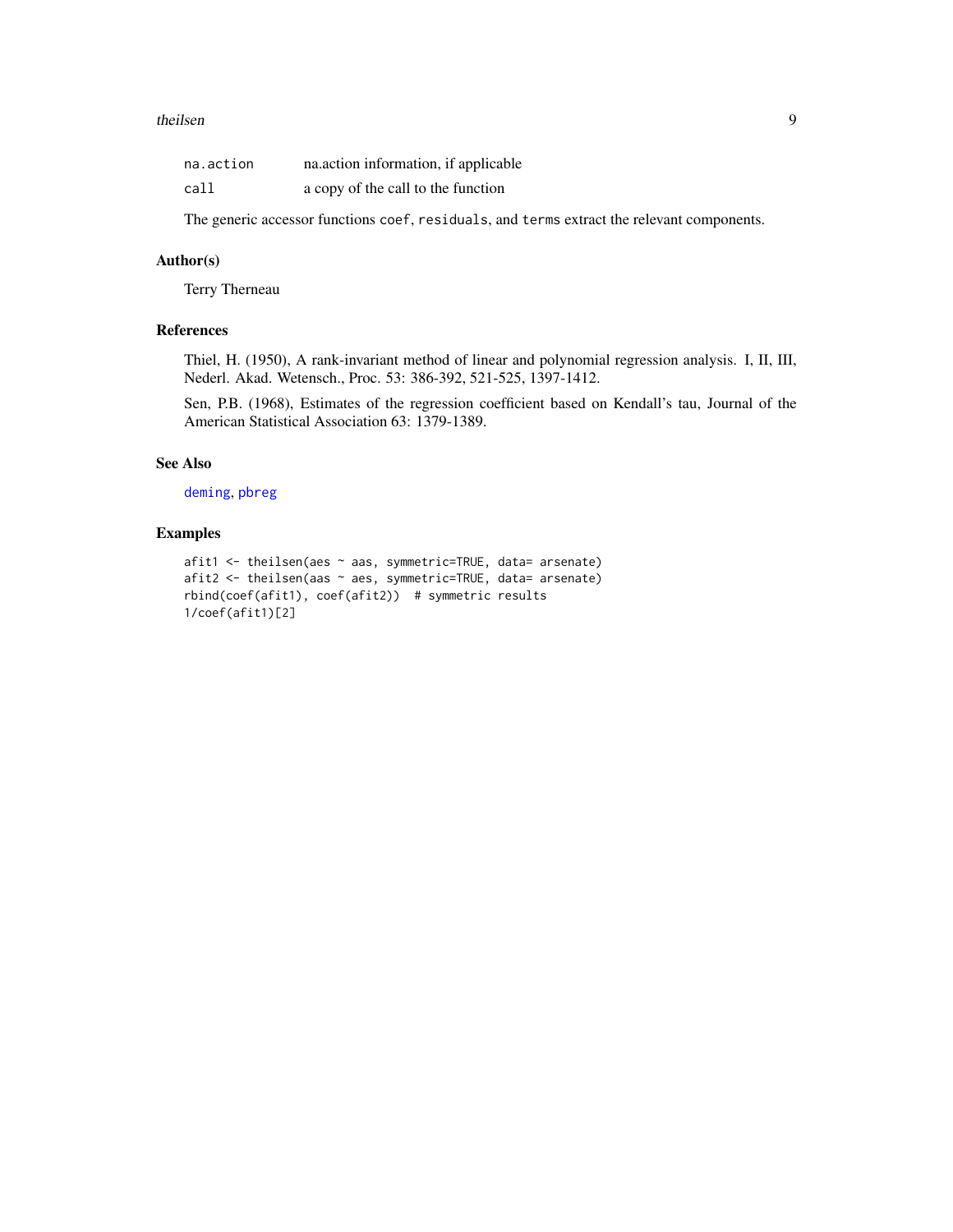| | |
|---|---|
| `na.action` | na.action information, if applicable |
| `call` | a copy of the call to the function |

The generic accessor functions `coef`, `residuals`, and `terms` extract the relevant components.

## Author(s)

Terry Therneau

## References

Thiel, H. (1950), A rank-invariant method of linear and polynomial regression analysis. I, II, III, Nederl. Akad. Wetensch., Proc. 53: 386-392, 521-525, 1397-1412.

Sen, P.B. (1968), Estimates of the regression coefficient based on Kendall's tau, Journal of the American Statistical Association 63: 1379-1389.

## See Also

`deming`, `pbreg`

## Examples

```
afit1 <- theilsen(aes ~ aas, symmetric=TRUE, data= arsenate)
afit2 <- theilsen(aas ~ aes, symmetric=TRUE, data= arsenate)
rbind(coef(afit1), coef(afit2))  # symmetric results
1/coef(afit1)[2]
```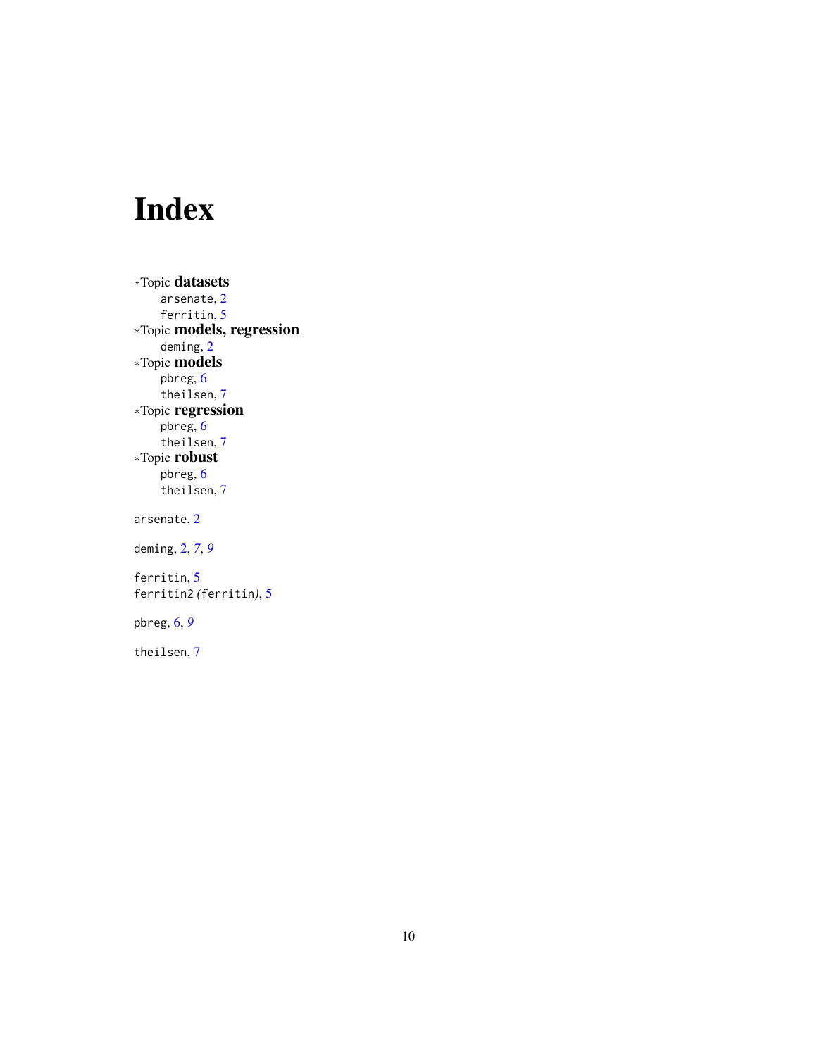# Index

∗Topic **datasets**
  arsenate, 2
  ferritin, 5

∗Topic **models, regression**
  deming, 2

∗Topic **models**
  pbreg, 6
  theilsen, 7

∗Topic **regression**
  pbreg, 6
  theilsen, 7

∗Topic **robust**
  pbreg, 6
  theilsen, 7

arsenate, 2

deming, 2, *7*, *9*

ferritin, 5
ferritin2 *(*ferritin*)*, 5

pbreg, 6, *9*

theilsen, 7